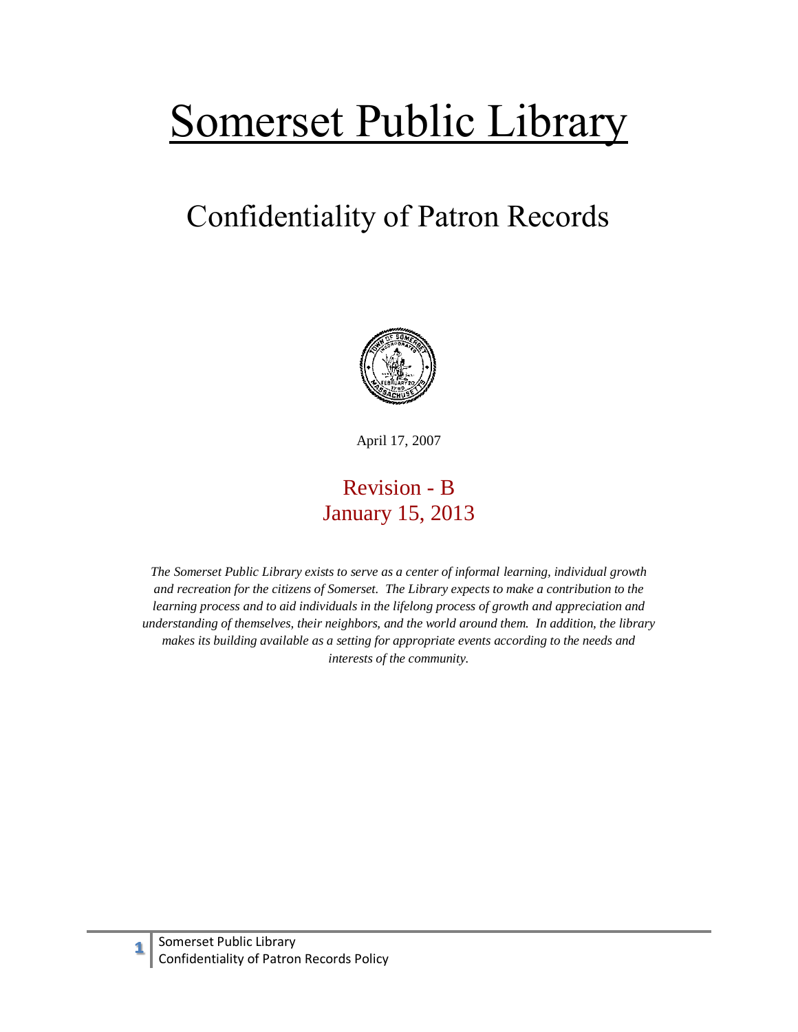# Somerset Public Library

## Confidentiality of Patron Records

April 17, 2007

Revision - B
January 15, 2013

*The Somerset Public Library exists to serve as a center of informal learning, individual growth and recreation for the citizens of Somerset. The Library expects to make a contribution to the learning process and to aid individuals in the lifelong process of growth and appreciation and understanding of themselves, their neighbors, and the world around them. In addition, the library makes its building available as a setting for appropriate events according to the needs and interests of the community.*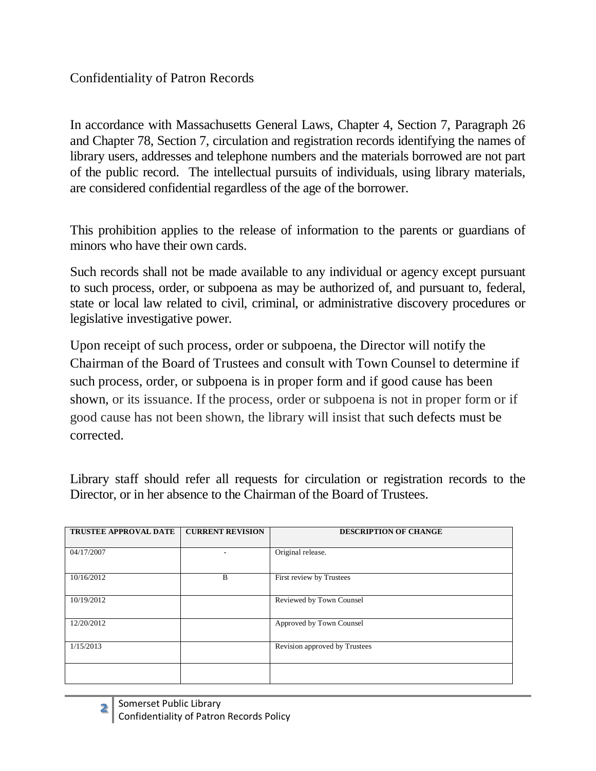# Confidentiality of Patron Records

In accordance with Massachusetts General Laws, Chapter 4, Section 7, Paragraph 26 and Chapter 78, Section 7, circulation and registration records identifying the names of library users, addresses and telephone numbers and the materials borrowed are not part of the public record. The intellectual pursuits of individuals, using library materials, are considered confidential regardless of the age of the borrower.

This prohibition applies to the release of information to the parents or guardians of minors who have their own cards.

Such records shall not be made available to any individual or agency except pursuant to such process, order, or subpoena as may be authorized of, and pursuant to, federal, state or local law related to civil, criminal, or administrative discovery procedures or legislative investigative power.

Upon receipt of such process, order or subpoena, the Director will notify the Chairman of the Board of Trustees and consult with Town Counsel to determine if such process, order, or subpoena is in proper form and if good cause has been shown, or its issuance. If the process, order or subpoena is not in proper form or if good cause has not been shown, the library will insist that such defects must be corrected.

Library staff should refer all requests for circulation or registration records to the Director, or in her absence to the Chairman of the Board of Trustees.

| TRUSTEE APPROVAL DATE | CURRENT REVISION | DESCRIPTION OF CHANGE |
|---|---|---|
| 04/17/2007 | - | Original release. |
| 10/16/2012 | B | First review by Trustees |
| 10/19/2012 | | Reviewed by Town Counsel |
| 12/20/2012 | | Approved by Town Counsel |
| 1/15/2013 | | Revision approved by Trustees |
| | | |